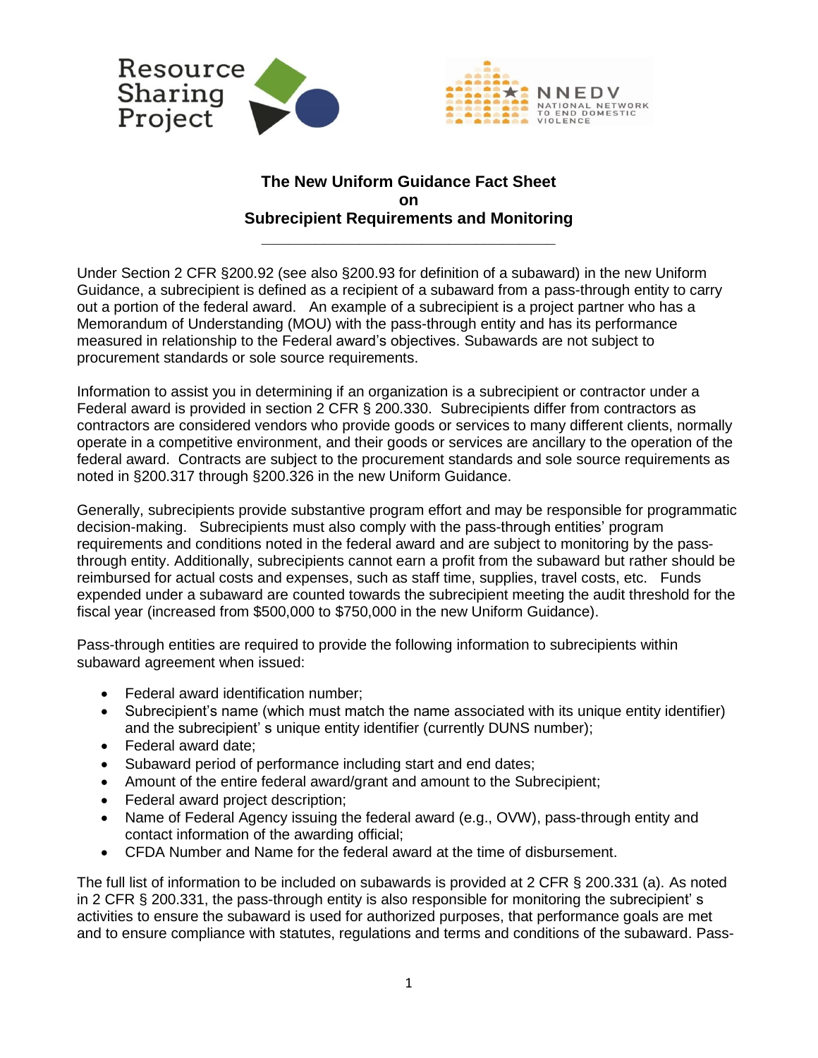# The New Uniform Guidance Fact Sheet on Subrecipient Requirements and Monitoring

Under Section 2 CFR §200.92 (see also §200.93 for definition of a subaward) in the new Uniform Guidance, a subrecipient is defined as a recipient of a subaward from a pass-through entity to carry out a portion of the federal award. An example of a subrecipient is a project partner who has a Memorandum of Understanding (MOU) with the pass-through entity and has its performance measured in relationship to the Federal award's objectives. Subawards are not subject to procurement standards or sole source requirements.

Information to assist you in determining if an organization is a subrecipient or contractor under a Federal award is provided in section 2 CFR § 200.330. Subrecipients differ from contractors as contractors are considered vendors who provide goods or services to many different clients, normally operate in a competitive environment, and their goods or services are ancillary to the operation of the federal award. Contracts are subject to the procurement standards and sole source requirements as noted in §200.317 through §200.326 in the new Uniform Guidance.

Generally, subrecipients provide substantive program effort and may be responsible for programmatic decision-making. Subrecipients must also comply with the pass-through entities' program requirements and conditions noted in the federal award and are subject to monitoring by the pass-through entity. Additionally, subrecipients cannot earn a profit from the subaward but rather should be reimbursed for actual costs and expenses, such as staff time, supplies, travel costs, etc. Funds expended under a subaward are counted towards the subrecipient meeting the audit threshold for the fiscal year (increased from $500,000 to $750,000 in the new Uniform Guidance).

Pass-through entities are required to provide the following information to subrecipients within subaward agreement when issued:

- Federal award identification number;
- Subrecipient's name (which must match the name associated with its unique entity identifier) and the subrecipient' s unique entity identifier (currently DUNS number);
- Federal award date;
- Subaward period of performance including start and end dates;
- Amount of the entire federal award/grant and amount to the Subrecipient;
- Federal award project description;
- Name of Federal Agency issuing the federal award (e.g., OVW), pass-through entity and contact information of the awarding official;
- CFDA Number and Name for the federal award at the time of disbursement.

The full list of information to be included on subawards is provided at 2 CFR § 200.331 (a). As noted in 2 CFR § 200.331, the pass-through entity is also responsible for monitoring the subrecipient' s activities to ensure the subaward is used for authorized purposes, that performance goals are met and to ensure compliance with statutes, regulations and terms and conditions of the subaward. Pass-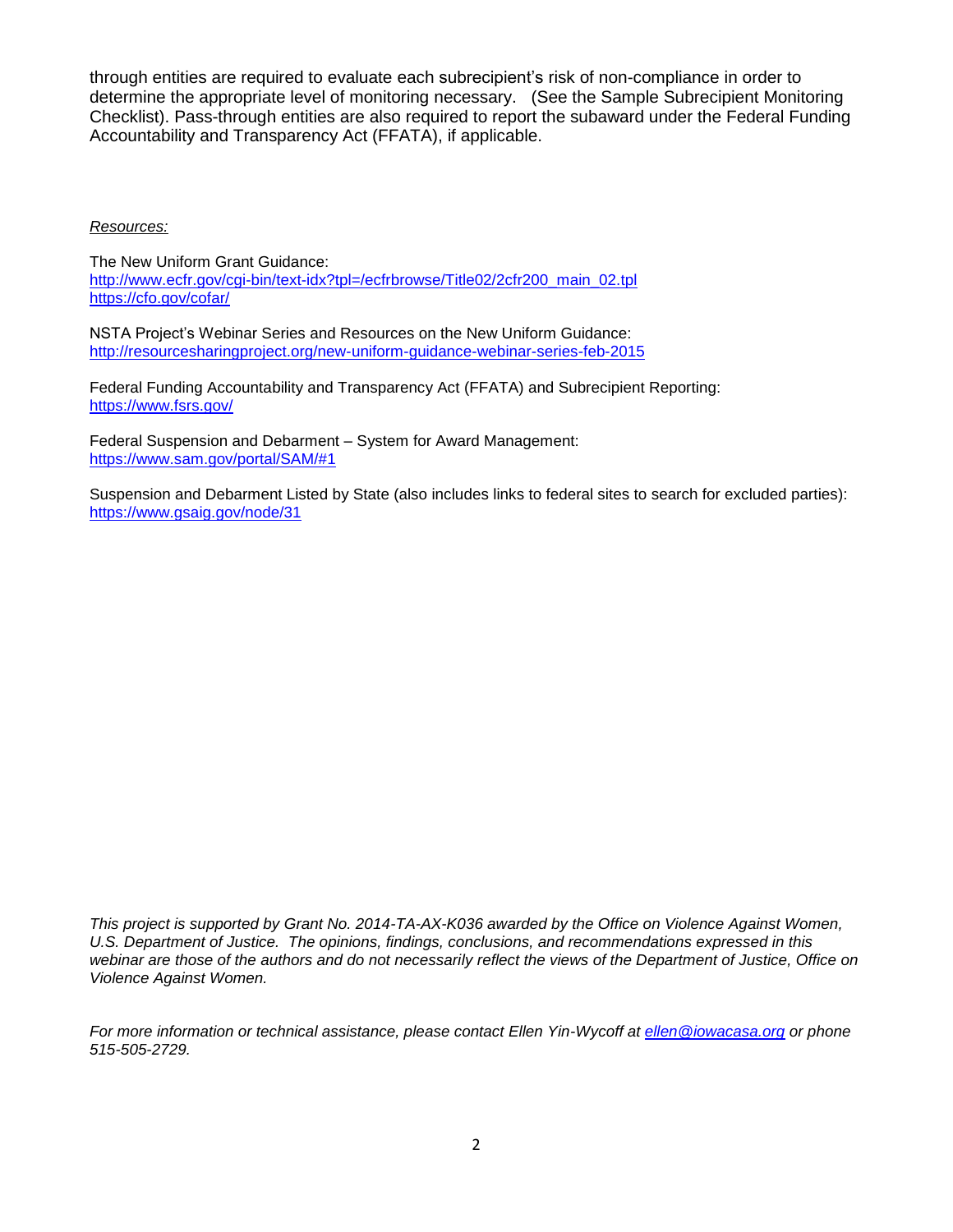through entities are required to evaluate each subrecipient's risk of non-compliance in order to determine the appropriate level of monitoring necessary. (See the Sample Subrecipient Monitoring Checklist). Pass-through entities are also required to report the subaward under the Federal Funding Accountability and Transparency Act (FFATA), if applicable.

*Resources:*

The New Uniform Grant Guidance:
http://www.ecfr.gov/cgi-bin/text-idx?tpl=/ecfrbrowse/Title02/2cfr200_main_02.tpl
https://cfo.gov/cofar/

NSTA Project's Webinar Series and Resources on the New Uniform Guidance:
http://resourcesharingproject.org/new-uniform-guidance-webinar-series-feb-2015

Federal Funding Accountability and Transparency Act (FFATA) and Subrecipient Reporting:
https://www.fsrs.gov/

Federal Suspension and Debarment – System for Award Management:
https://www.sam.gov/portal/SAM/#1

Suspension and Debarment Listed by State (also includes links to federal sites to search for excluded parties):
https://www.gsaig.gov/node/31

*This project is supported by Grant No. 2014-TA-AX-K036 awarded by the Office on Violence Against Women, U.S. Department of Justice. The opinions, findings, conclusions, and recommendations expressed in this webinar are those of the authors and do not necessarily reflect the views of the Department of Justice, Office on Violence Against Women.*

*For more information or technical assistance, please contact Ellen Yin-Wycoff at ellen@iowacasa.org or phone 515-505-2729.*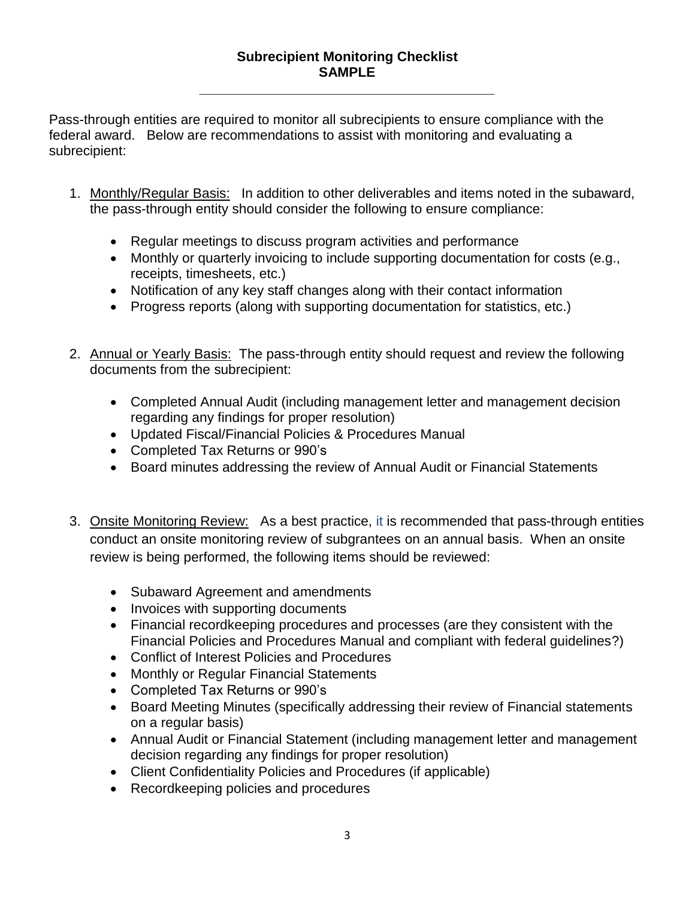**Subrecipient Monitoring Checklist**
**SAMPLE**

---

Pass-through entities are required to monitor all subrecipients to ensure compliance with the federal award. Below are recommendations to assist with monitoring and evaluating a subrecipient:

1. Monthly/Regular Basis: In addition to other deliverables and items noted in the subaward, the pass-through entity should consider the following to ensure compliance:

    - Regular meetings to discuss program activities and performance
    - Monthly or quarterly invoicing to include supporting documentation for costs (e.g., receipts, timesheets, etc.)
    - Notification of any key staff changes along with their contact information
    - Progress reports (along with supporting documentation for statistics, etc.)

2. Annual or Yearly Basis: The pass-through entity should request and review the following documents from the subrecipient:

    - Completed Annual Audit (including management letter and management decision regarding any findings for proper resolution)
    - Updated Fiscal/Financial Policies & Procedures Manual
    - Completed Tax Returns or 990's
    - Board minutes addressing the review of Annual Audit or Financial Statements

3. Onsite Monitoring Review: As a best practice, it is recommended that pass-through entities conduct an onsite monitoring review of subgrantees on an annual basis. When an onsite review is being performed, the following items should be reviewed:

    - Subaward Agreement and amendments
    - Invoices with supporting documents
    - Financial recordkeeping procedures and processes (are they consistent with the Financial Policies and Procedures Manual and compliant with federal guidelines?)
    - Conflict of Interest Policies and Procedures
    - Monthly or Regular Financial Statements
    - Completed Tax Returns or 990's
    - Board Meeting Minutes (specifically addressing their review of Financial statements on a regular basis)
    - Annual Audit or Financial Statement (including management letter and management decision regarding any findings for proper resolution)
    - Client Confidentiality Policies and Procedures (if applicable)
    - Recordkeeping policies and procedures